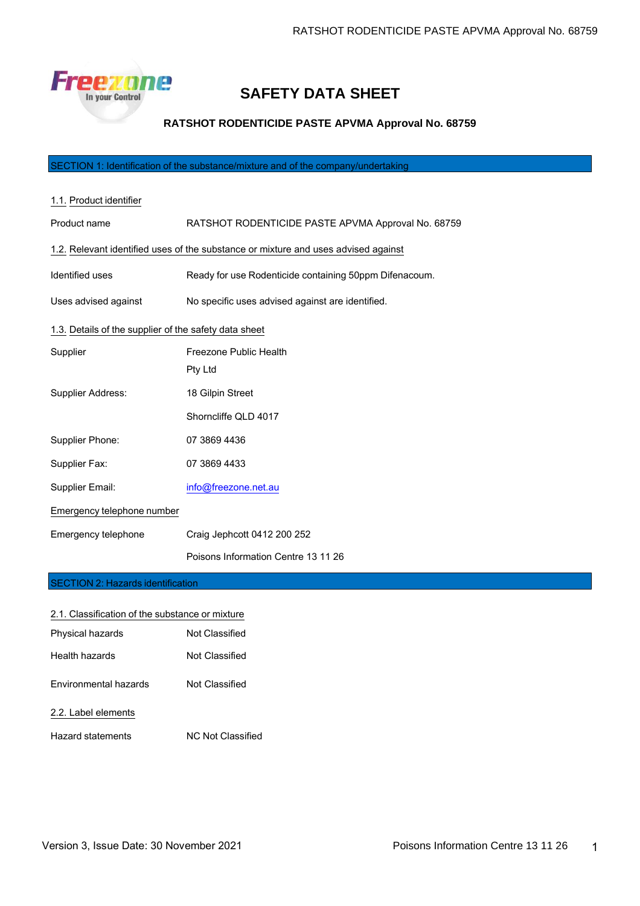# SAFETY DATA SHEET

**RATSHOT RODENTICIDE PASTE APVMA Approval No. 68759**

## SECTION 1: Identification of the substance/mixture and of the company/undertaking

### 1.1. Product identifier

| | |
|---|---|
| Product name | RATSHOT RODENTICIDE PASTE APVMA Approval No. 68759 |

### 1.2. Relevant identified uses of the substance or mixture and uses advised against

| | |
|---|---|
| Identified uses | Ready for use Rodenticide containing 50ppm Difenacoum. |
| Uses advised against | No specific uses advised against are identified. |

### 1.3. Details of the supplier of the safety data sheet

| | |
|---|---|
| Supplier | Freezone Public Health Pty Ltd |
| Supplier Address: | 18 Gilpin Street<br>Shorncliffe QLD 4017 |
| Supplier Phone: | 07 3869 4436 |
| Supplier Fax: | 07 3869 4433 |
| Supplier Email: | info@freezone.net.au |

### Emergency telephone number

| | |
|---|---|
| Emergency telephone | Craig Jephcott 0412 200 252<br>Poisons Information Centre 13 11 26 |

## SECTION 2: Hazards identification

### 2.1. Classification of the substance or mixture

| | |
|---|---|
| Physical hazards | Not Classified |
| Health hazards | Not Classified |
| Environmental hazards | Not Classified |

### 2.2. Label elements

| | |
|---|---|
| Hazard statements | NC Not Classified |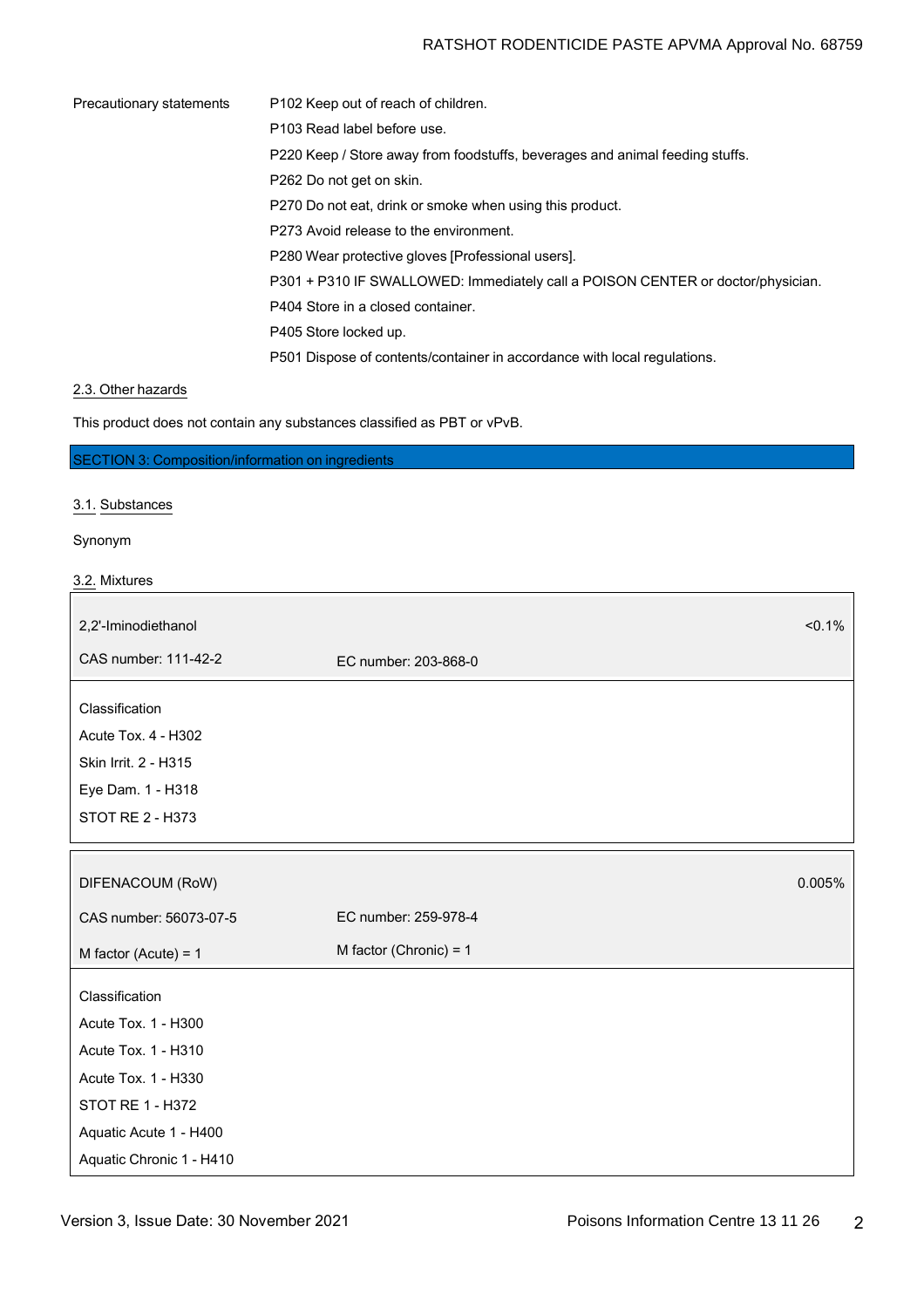| Precautionary statements | |
|---|---|
| | P102 Keep out of reach of children. |
| | P103 Read label before use. |
| | P220 Keep / Store away from foodstuffs, beverages and animal feeding stuffs. |
| | P262 Do not get on skin. |
| | P270 Do not eat, drink or smoke when using this product. |
| | P273 Avoid release to the environment. |
| | P280 Wear protective gloves [Professional users]. |
| | P301 + P310 IF SWALLOWED: Immediately call a POISON CENTER or doctor/physician. |
| | P404 Store in a closed container. |
| | P405 Store locked up. |
| | P501 Dispose of contents/container in accordance with local regulations. |

2.3. Other hazards

This product does not contain any substances classified as PBT or vPvB.

## SECTION 3: Composition/information on ingredients

3.1. Substances

Synonym

3.2. Mixtures

| 2,2'-Iminodiethanol | | <0.1% |
|---|---|---|
| CAS number: 111-42-2 | EC number: 203-868-0 | |

Classification
Acute Tox. 4 - H302
Skin Irrit. 2 - H315
Eye Dam. 1 - H318
STOT RE 2 - H373

| DIFENACOUM (RoW) | | 0.005% |
|---|---|---|
| CAS number: 56073-07-5 | EC number: 259-978-4 | |
| M factor (Acute) = 1 | M factor (Chronic) = 1 | |

Classification
Acute Tox. 1 - H300
Acute Tox. 1 - H310
Acute Tox. 1 - H330
STOT RE 1 - H372
Aquatic Acute 1 - H400
Aquatic Chronic 1 - H410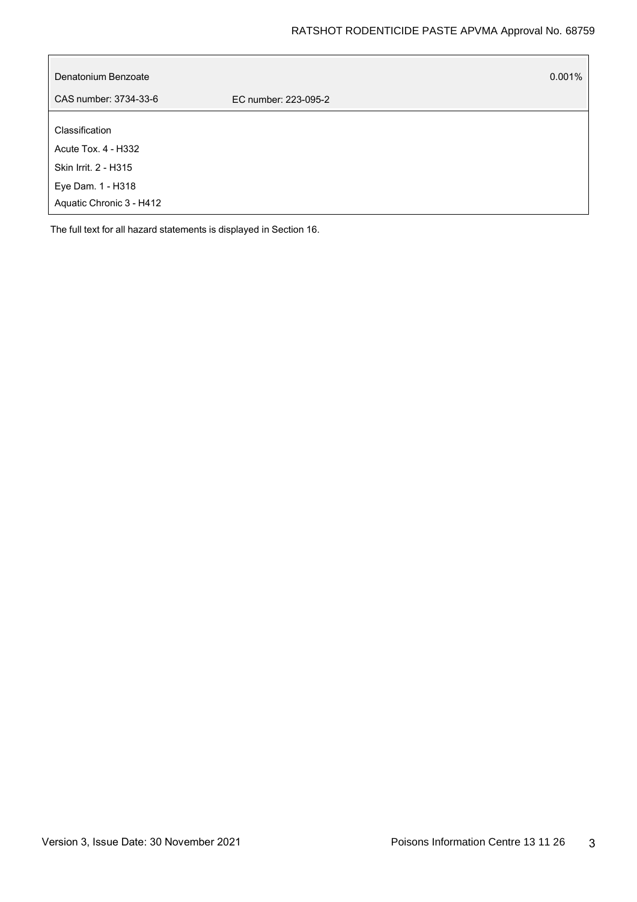| Denatonium Benzoate | | 0.001% |
| --- | --- | --- |
| CAS number: 3734-33-6 | EC number: 223-095-2 | |

Classification

Acute Tox. 4 - H332

Skin Irrit. 2 - H315

Eye Dam. 1 - H318

Aquatic Chronic 3 - H412

The full text for all hazard statements is displayed in Section 16.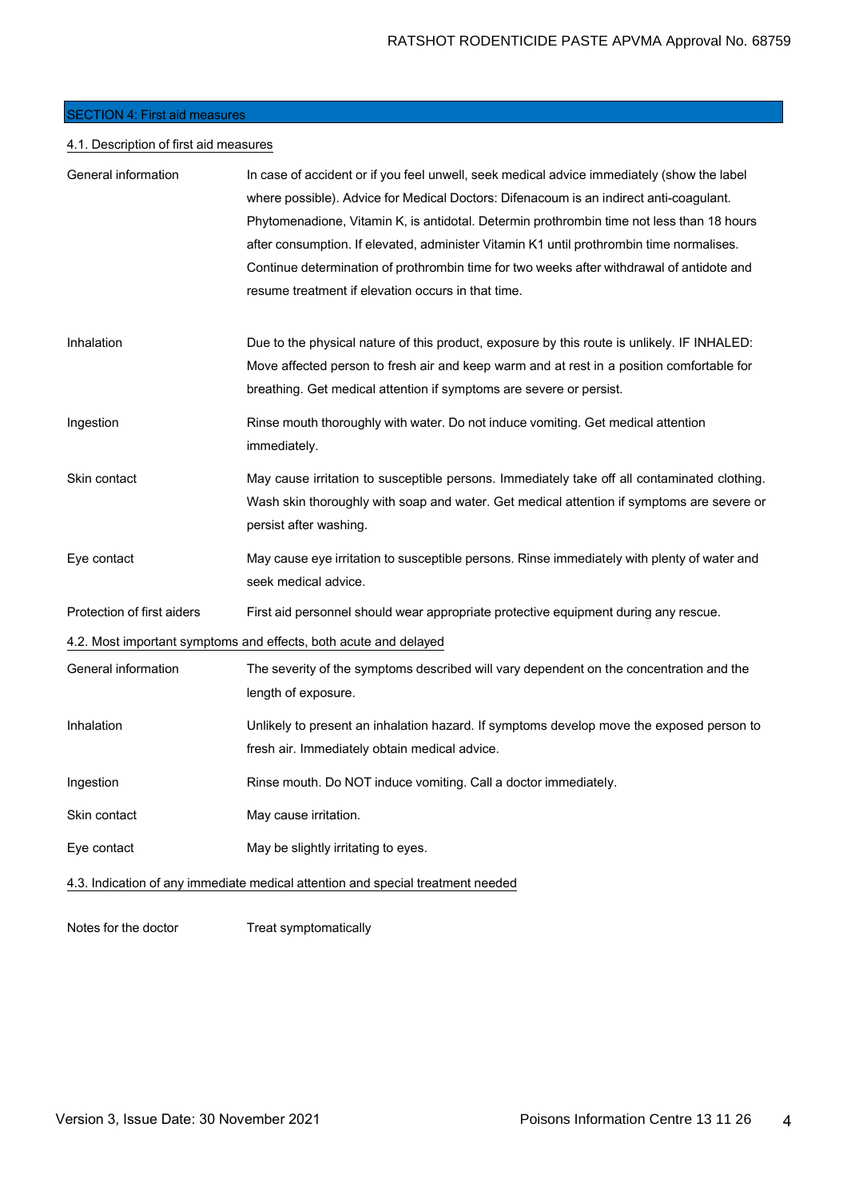## SECTION 4: First aid measures

### 4.1. Description of first aid measures

| | |
|---|---|
| General information | In case of accident or if you feel unwell, seek medical advice immediately (show the label where possible). Advice for Medical Doctors: Difenacoum is an indirect anti-coagulant. Phytomenadione, Vitamin K, is antidotal. Determin prothrombin time not less than 18 hours after consumption. If elevated, administer Vitamin K1 until prothrombin time normalises. Continue determination of prothrombin time for two weeks after withdrawal of antidote and resume treatment if elevation occurs in that time. |
| Inhalation | Due to the physical nature of this product, exposure by this route is unlikely. IF INHALED: Move affected person to fresh air and keep warm and at rest in a position comfortable for breathing. Get medical attention if symptoms are severe or persist. |
| Ingestion | Rinse mouth thoroughly with water. Do not induce vomiting. Get medical attention immediately. |
| Skin contact | May cause irritation to susceptible persons. Immediately take off all contaminated clothing. Wash skin thoroughly with soap and water. Get medical attention if symptoms are severe or persist after washing. |
| Eye contact | May cause eye irritation to susceptible persons. Rinse immediately with plenty of water and seek medical advice. |
| Protection of first aiders | First aid personnel should wear appropriate protective equipment during any rescue. |

### 4.2. Most important symptoms and effects, both acute and delayed

| | |
|---|---|
| General information | The severity of the symptoms described will vary dependent on the concentration and the length of exposure. |
| Inhalation | Unlikely to present an inhalation hazard. If symptoms develop move the exposed person to fresh air. Immediately obtain medical advice. |
| Ingestion | Rinse mouth. Do NOT induce vomiting. Call a doctor immediately. |
| Skin contact | May cause irritation. |
| Eye contact | May be slightly irritating to eyes. |

### 4.3. Indication of any immediate medical attention and special treatment needed

| | |
|---|---|
| Notes for the doctor | Treat symptomatically |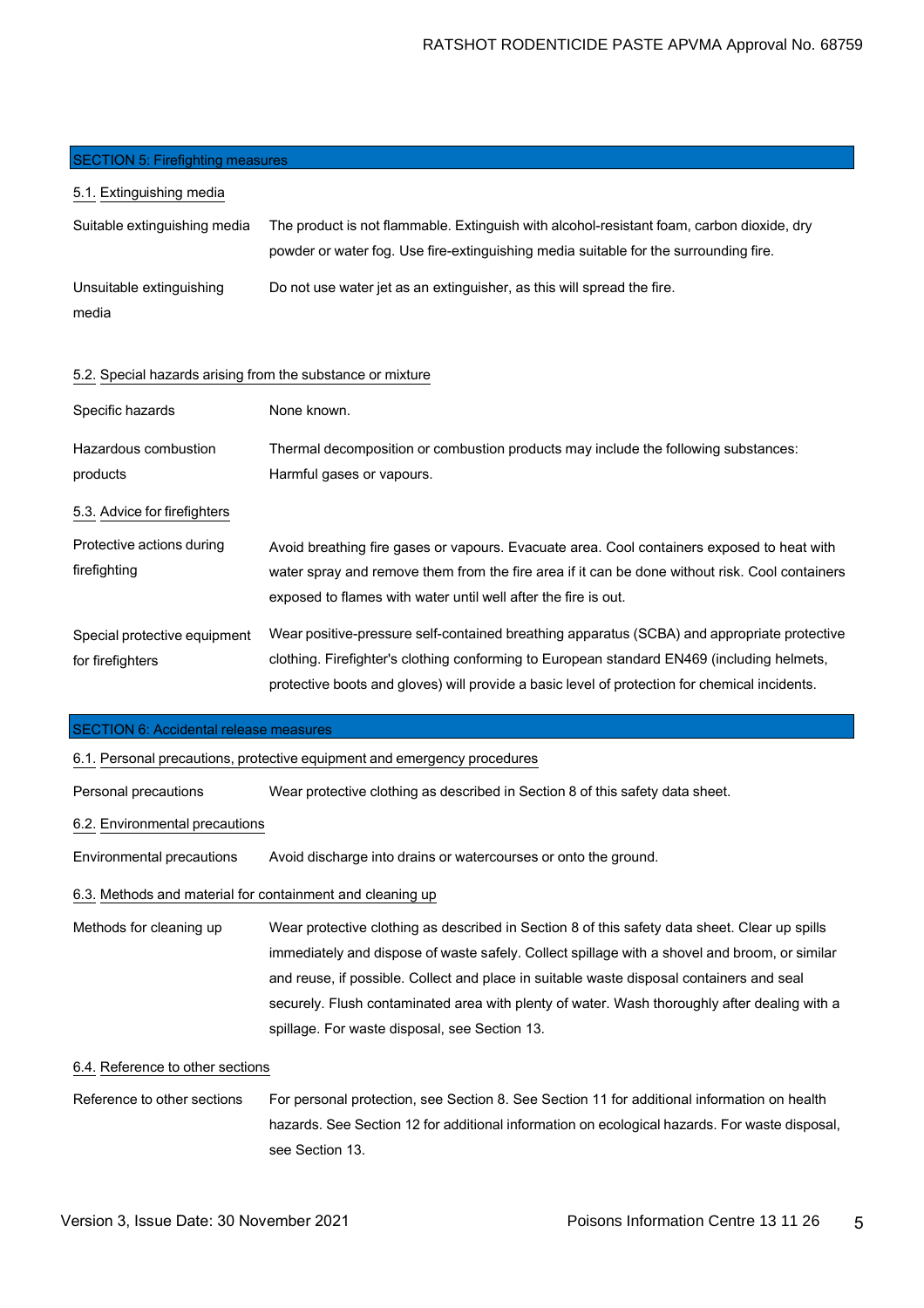## SECTION 5: Firefighting measures

### 5.1. Extinguishing media

| | |
|---|---|
| Suitable extinguishing media | The product is not flammable. Extinguish with alcohol-resistant foam, carbon dioxide, dry powder or water fog. Use fire-extinguishing media suitable for the surrounding fire. |
| Unsuitable extinguishing media | Do not use water jet as an extinguisher, as this will spread the fire. |

### 5.2. Special hazards arising from the substance or mixture

| | |
|---|---|
| Specific hazards | None known. |
| Hazardous combustion products | Thermal decomposition or combustion products may include the following substances: Harmful gases or vapours. |

### 5.3. Advice for firefighters

| | |
|---|---|
| Protective actions during firefighting | Avoid breathing fire gases or vapours. Evacuate area. Cool containers exposed to heat with water spray and remove them from the fire area if it can be done without risk. Cool containers exposed to flames with water until well after the fire is out. |
| Special protective equipment for firefighters | Wear positive-pressure self-contained breathing apparatus (SCBA) and appropriate protective clothing. Firefighter's clothing conforming to European standard EN469 (including helmets, protective boots and gloves) will provide a basic level of protection for chemical incidents. |

## SECTION 6: Accidental release measures

### 6.1. Personal precautions, protective equipment and emergency procedures

| | |
|---|---|
| Personal precautions | Wear protective clothing as described in Section 8 of this safety data sheet. |

### 6.2. Environmental precautions

| | |
|---|---|
| Environmental precautions | Avoid discharge into drains or watercourses or onto the ground. |

### 6.3. Methods and material for containment and cleaning up

| | |
|---|---|
| Methods for cleaning up | Wear protective clothing as described in Section 8 of this safety data sheet. Clear up spills immediately and dispose of waste safely. Collect spillage with a shovel and broom, or similar and reuse, if possible. Collect and place in suitable waste disposal containers and seal securely. Flush contaminated area with plenty of water. Wash thoroughly after dealing with a spillage. For waste disposal, see Section 13. |

### 6.4. Reference to other sections

| | |
|---|---|
| Reference to other sections | For personal protection, see Section 8. See Section 11 for additional information on health hazards. See Section 12 for additional information on ecological hazards. For waste disposal, see Section 13. |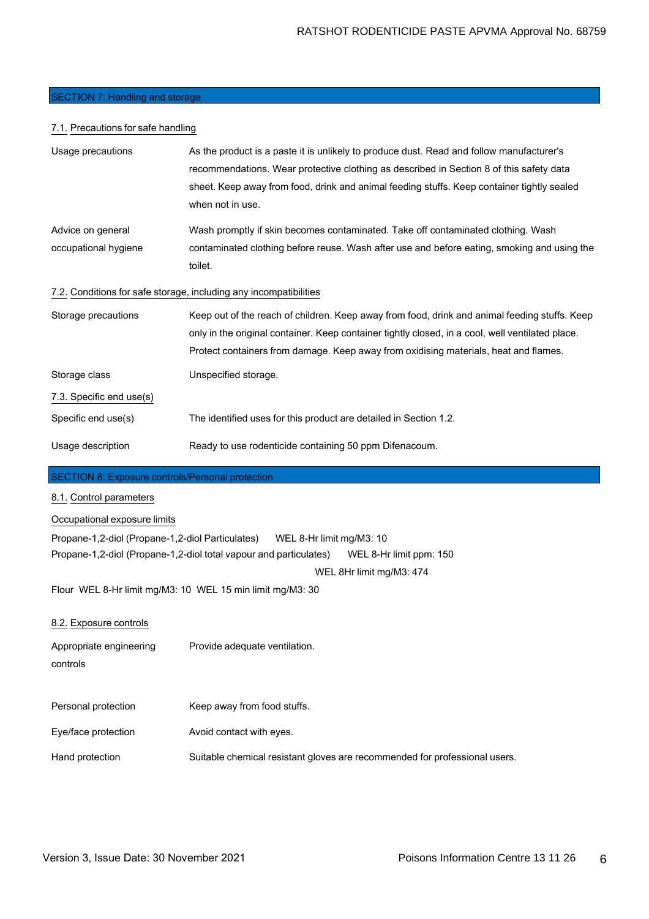## SECTION 7: Handling and storage

### 7.1. Precautions for safe handling

| | |
|---|---|
| Usage precautions | As the product is a paste it is unlikely to produce dust. Read and follow manufacturer's recommendations. Wear protective clothing as described in Section 8 of this safety data sheet. Keep away from food, drink and animal feeding stuffs. Keep container tightly sealed when not in use. |
| Advice on general occupational hygiene | Wash promptly if skin becomes contaminated. Take off contaminated clothing. Wash contaminated clothing before reuse. Wash after use and before eating, smoking and using the toilet. |

### 7.2. Conditions for safe storage, including any incompatibilities

| | |
|---|---|
| Storage precautions | Keep out of the reach of children. Keep away from food, drink and animal feeding stuffs. Keep only in the original container. Keep container tightly closed, in a cool, well ventilated place. Protect containers from damage. Keep away from oxidising materials, heat and flames. |
| Storage class | Unspecified storage. |

### 7.3. Specific end use(s)

| | |
|---|---|
| Specific end use(s) | The identified uses for this product are detailed in Section 1.2. |
| Usage description | Ready to use rodenticide containing 50 ppm Difenacoum. |

## SECTION 8: Exposure controls/Personal protection

### 8.1. Control parameters

**Occupational exposure limits**

Propane-1,2-diol (Propane-1,2-diol Particulates) WEL 8-Hr limit mg/M3: 10

Propane-1,2-diol (Propane-1,2-diol total vapour and particulates) WEL 8-Hr limit ppm: 150
WEL 8Hr limit mg/M3: 474

Flour WEL 8-Hr limit mg/M3: 10 WEL 15 min limit mg/M3: 30

### 8.2. Exposure controls

| | |
|---|---|
| Appropriate engineering controls | Provide adequate ventilation. |
| Personal protection | Keep away from food stuffs. |
| Eye/face protection | Avoid contact with eyes. |
| Hand protection | Suitable chemical resistant gloves are recommended for professional users. |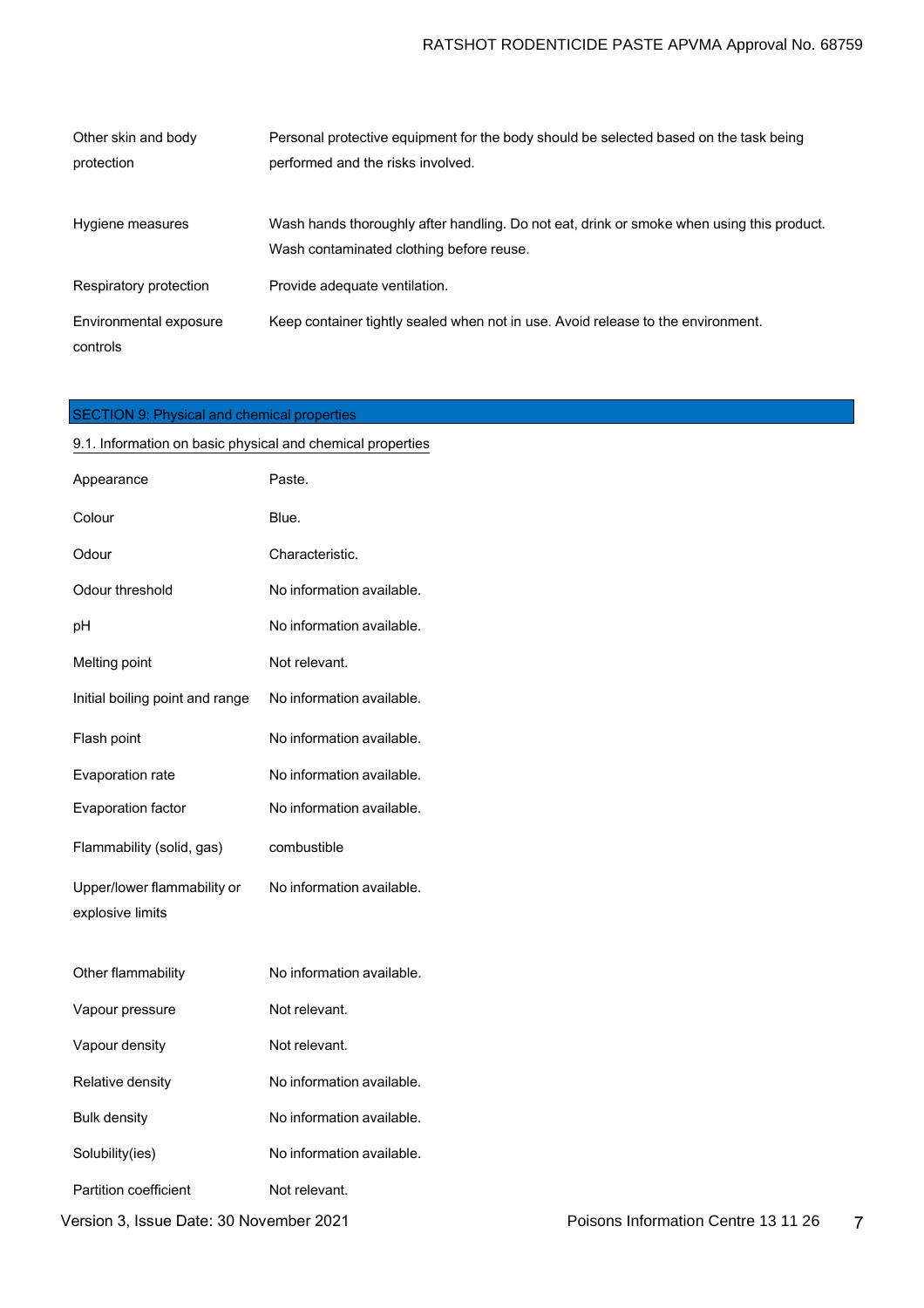| | |
|---|---|
| Other skin and body protection | Personal protective equipment for the body should be selected based on the task being performed and the risks involved. |
| Hygiene measures | Wash hands thoroughly after handling. Do not eat, drink or smoke when using this product. Wash contaminated clothing before reuse. |
| Respiratory protection | Provide adequate ventilation. |
| Environmental exposure controls | Keep container tightly sealed when not in use. Avoid release to the environment. |

## SECTION 9: Physical and chemical properties

### 9.1. Information on basic physical and chemical properties

| | |
|---|---|
| Appearance | Paste. |
| Colour | Blue. |
| Odour | Characteristic. |
| Odour threshold | No information available. |
| pH | No information available. |
| Melting point | Not relevant. |
| Initial boiling point and range | No information available. |
| Flash point | No information available. |
| Evaporation rate | No information available. |
| Evaporation factor | No information available. |
| Flammability (solid, gas) | combustible |
| Upper/lower flammability or explosive limits | No information available. |
| Other flammability | No information available. |
| Vapour pressure | Not relevant. |
| Vapour density | Not relevant. |
| Relative density | No information available. |
| Bulk density | No information available. |
| Solubility(ies) | No information available. |
| Partition coefficient | Not relevant. |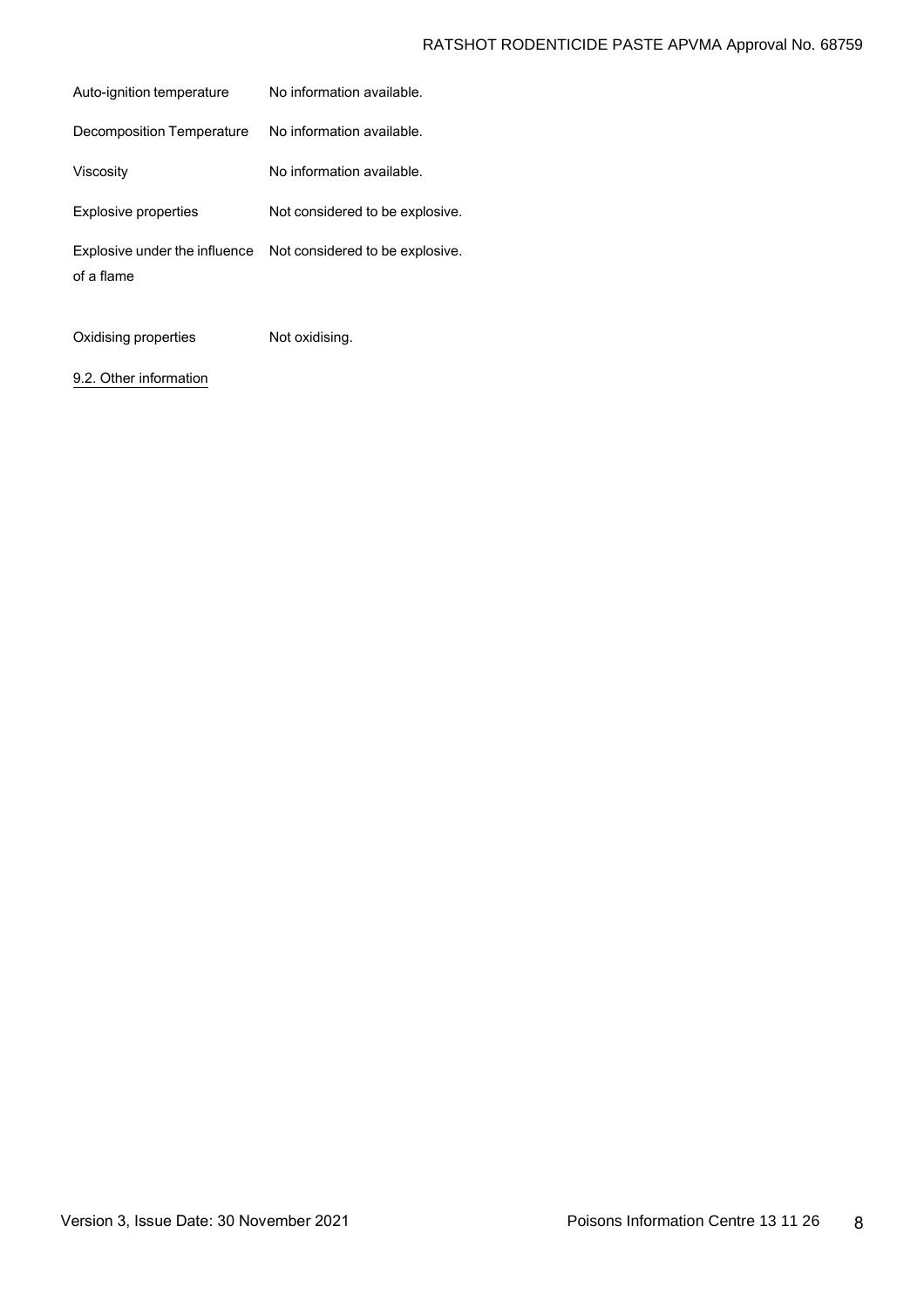| | |
|---|---|
| Auto-ignition temperature | No information available. |
| Decomposition Temperature | No information available. |
| Viscosity | No information available. |
| Explosive properties | Not considered to be explosive. |
| Explosive under the influence of a flame | Not considered to be explosive. |
| Oxidising properties | Not oxidising. |

9.2. Other information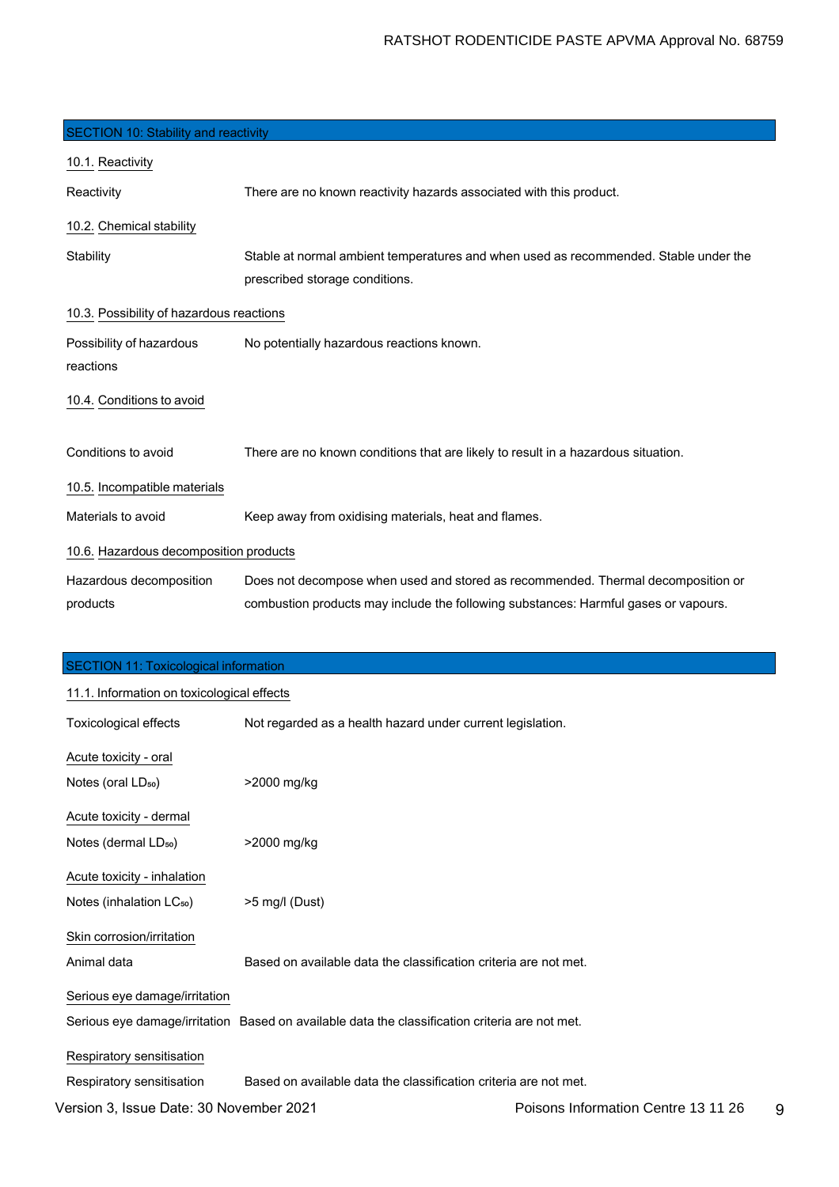## SECTION 10: Stability and reactivity

### 10.1. Reactivity

Reactivity — There are no known reactivity hazards associated with this product.

### 10.2. Chemical stability

Stability — Stable at normal ambient temperatures and when used as recommended. Stable under the prescribed storage conditions.

### 10.3. Possibility of hazardous reactions

Possibility of hazardous reactions — No potentially hazardous reactions known.

### 10.4. Conditions to avoid

Conditions to avoid — There are no known conditions that are likely to result in a hazardous situation.

### 10.5. Incompatible materials

Materials to avoid — Keep away from oxidising materials, heat and flames.

### 10.6. Hazardous decomposition products

Hazardous decomposition products — Does not decompose when used and stored as recommended. Thermal decomposition or combustion products may include the following substances: Harmful gases or vapours.

## SECTION 11: Toxicological information

### 11.1. Information on toxicological effects

Toxicological effects — Not regarded as a health hazard under current legislation.

**Acute toxicity - oral**

Notes (oral $LD_{50}$) — >2000 mg/kg

**Acute toxicity - dermal**

Notes (dermal $LD_{50}$) — >2000 mg/kg

**Acute toxicity - inhalation**

Notes (inhalation $LC_{50}$) — >5 mg/l (Dust)

**Skin corrosion/irritation**

Animal data — Based on available data the classification criteria are not met.

**Serious eye damage/irritation**

Serious eye damage/irritation — Based on available data the classification criteria are not met.

**Respiratory sensitisation**

Respiratory sensitisation — Based on available data the classification criteria are not met.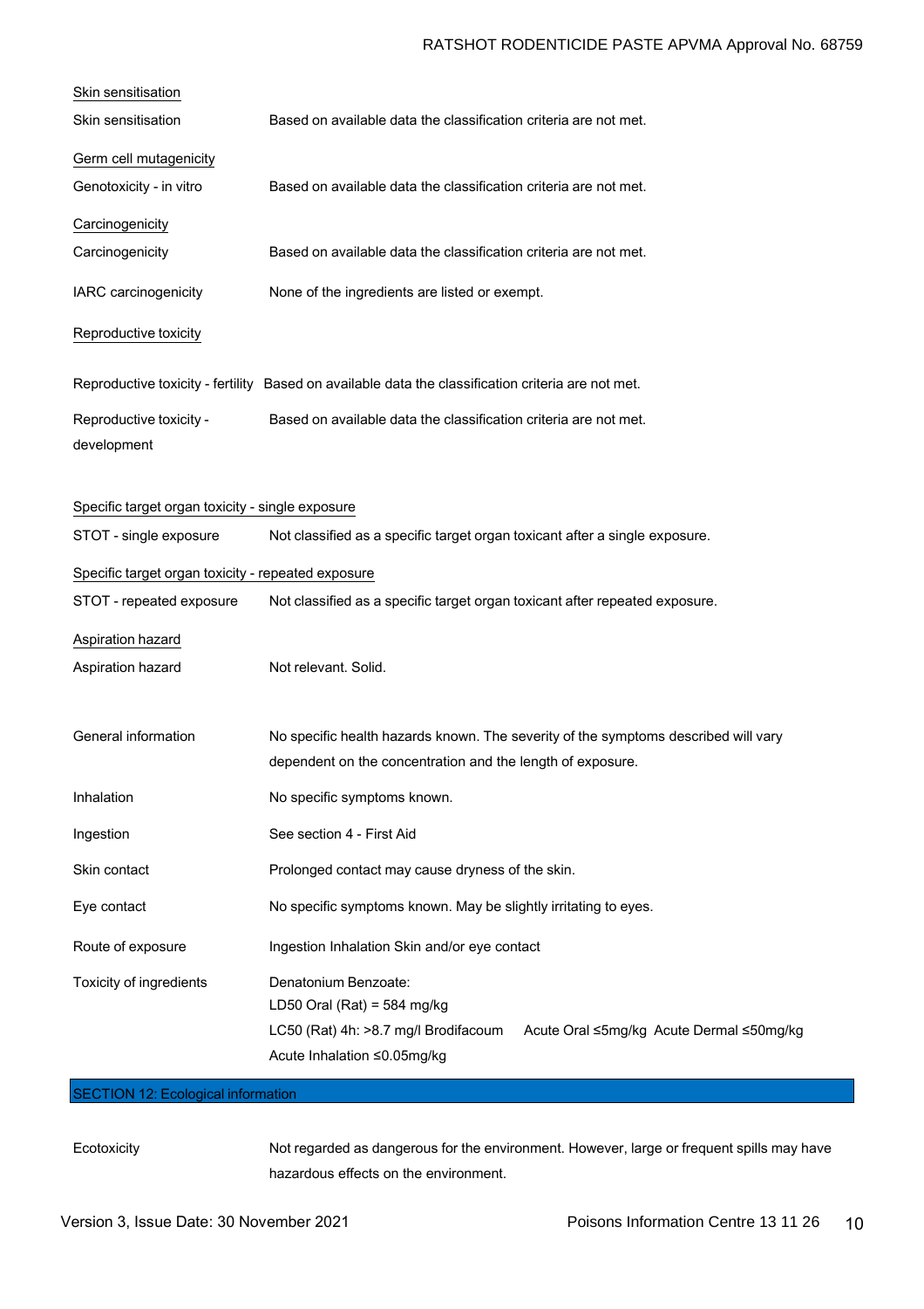**Skin sensitisation**

| | |
|---|---|
| Skin sensitisation | Based on available data the classification criteria are not met. |

**Germ cell mutagenicity**

| | |
|---|---|
| Genotoxicity - in vitro | Based on available data the classification criteria are not met. |

**Carcinogenicity**

| | |
|---|---|
| Carcinogenicity | Based on available data the classification criteria are not met. |
| IARC carcinogenicity | None of the ingredients are listed or exempt. |

**Reproductive toxicity**

| | |
|---|---|
| Reproductive toxicity - fertility | Based on available data the classification criteria are not met. |
| Reproductive toxicity - development | Based on available data the classification criteria are not met. |

**Specific target organ toxicity - single exposure**

| | |
|---|---|
| STOT - single exposure | Not classified as a specific target organ toxicant after a single exposure. |

**Specific target organ toxicity - repeated exposure**

| | |
|---|---|
| STOT - repeated exposure | Not classified as a specific target organ toxicant after repeated exposure. |

**Aspiration hazard**

| | |
|---|---|
| Aspiration hazard | Not relevant. Solid. |

| | |
|---|---|
| General information | No specific health hazards known. The severity of the symptoms described will vary dependent on the concentration and the length of exposure. |
| Inhalation | No specific symptoms known. |
| Ingestion | See section 4 - First Aid |
| Skin contact | Prolonged contact may cause dryness of the skin. |
| Eye contact | No specific symptoms known. May be slightly irritating to eyes. |
| Route of exposure | Ingestion Inhalation Skin and/or eye contact |
| Toxicity of ingredients | Denatonium Benzoate:<br>LD50 Oral (Rat) = 584 mg/kg<br>LC50 (Rat) 4h: >8.7 mg/l Brodifacoum Acute Oral ≤5mg/kg Acute Dermal ≤50mg/kg<br>Acute Inhalation ≤0.05mg/kg |

## SECTION 12: Ecological information

| | |
|---|---|
| Ecotoxicity | Not regarded as dangerous for the environment. However, large or frequent spills may have hazardous effects on the environment. |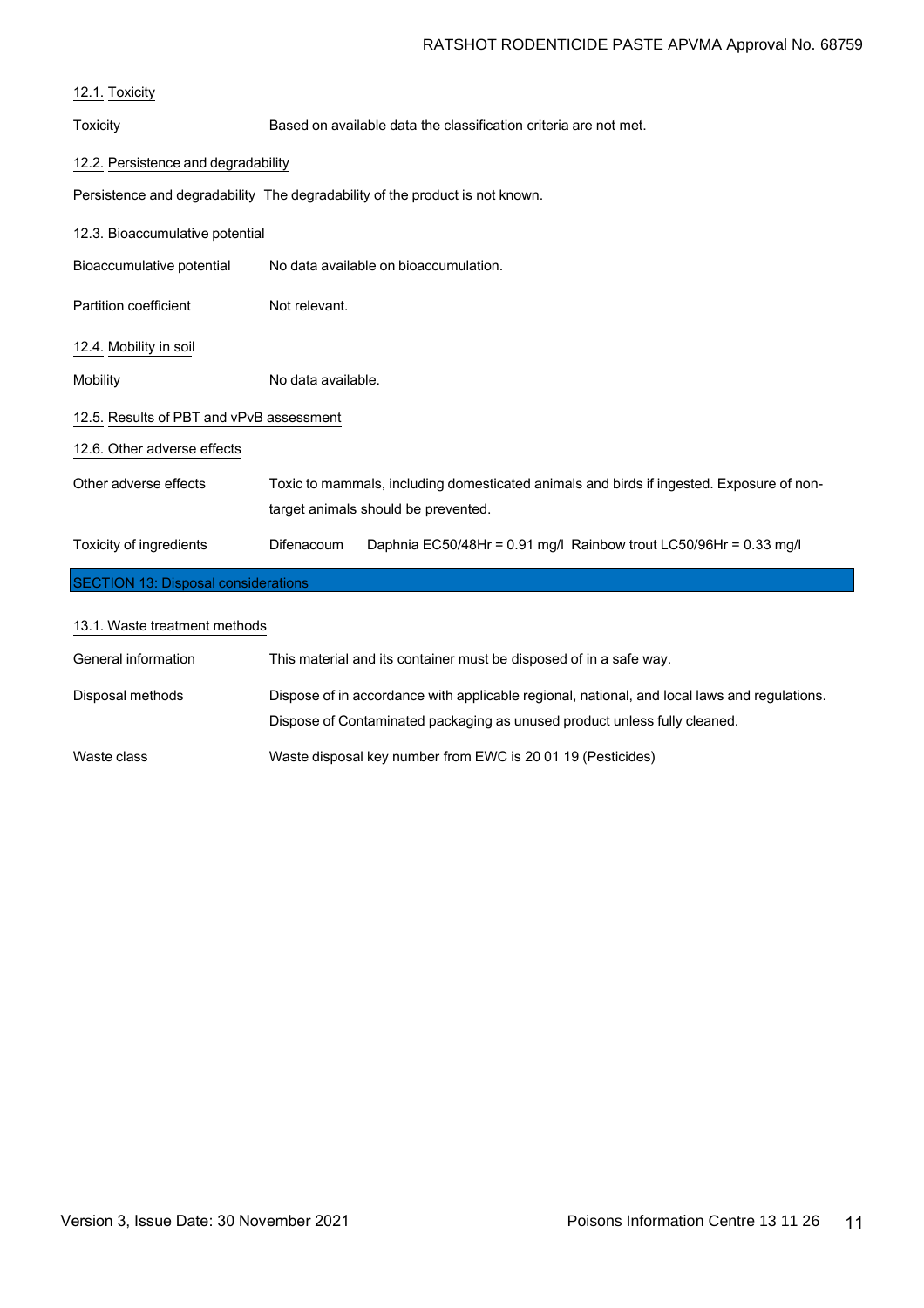### 12.1. Toxicity

| | |
|---|---|
| Toxicity | Based on available data the classification criteria are not met. |

### 12.2. Persistence and degradability

Persistence and degradability The degradability of the product is not known.

### 12.3. Bioaccumulative potential

| | |
|---|---|
| Bioaccumulative potential | No data available on bioaccumulation. |
| Partition coefficient | Not relevant. |

### 12.4. Mobility in soil

| | |
|---|---|
| Mobility | No data available. |

### 12.5. Results of PBT and vPvB assessment

### 12.6. Other adverse effects

| | |
|---|---|
| Other adverse effects | Toxic to mammals, including domesticated animals and birds if ingested. Exposure of non-target animals should be prevented. |
| Toxicity of ingredients | Difenacoum Daphnia EC50/48Hr = 0.91 mg/l Rainbow trout LC50/96Hr = 0.33 mg/l |

## SECTION 13: Disposal considerations

### 13.1. Waste treatment methods

| | |
|---|---|
| General information | This material and its container must be disposed of in a safe way. |
| Disposal methods | Dispose of in accordance with applicable regional, national, and local laws and regulations. Dispose of Contaminated packaging as unused product unless fully cleaned. |
| Waste class | Waste disposal key number from EWC is 20 01 19 (Pesticides) |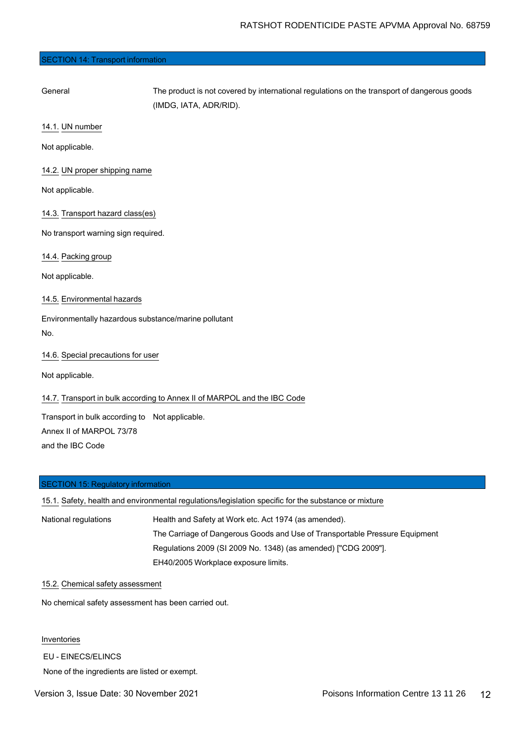## SECTION 14: Transport information

| General | The product is not covered by international regulations on the transport of dangerous goods (IMDG, IATA, ADR/RID). |
|---|---|

### 14.1. UN number

Not applicable.

### 14.2. UN proper shipping name

Not applicable.

### 14.3. Transport hazard class(es)

No transport warning sign required.

### 14.4. Packing group

Not applicable.

### 14.5. Environmental hazards

Environmentally hazardous substance/marine pollutant

No.

### 14.6. Special precautions for user

Not applicable.

### 14.7. Transport in bulk according to Annex II of MARPOL and the IBC Code

| Transport in bulk according to Annex II of MARPOL 73/78 and the IBC Code | Not applicable. |
|---|---|

## SECTION 15: Regulatory information

### 15.1. Safety, health and environmental regulations/legislation specific for the substance or mixture

| National regulations | Health and Safety at Work etc. Act 1974 (as amended).<br>The Carriage of Dangerous Goods and Use of Transportable Pressure Equipment Regulations 2009 (SI 2009 No. 1348) (as amended) ["CDG 2009"].<br>EH40/2005 Workplace exposure limits. |
|---|---|

### 15.2. Chemical safety assessment

No chemical safety assessment has been carried out.

### Inventories

EU - EINECS/ELINCS

None of the ingredients are listed or exempt.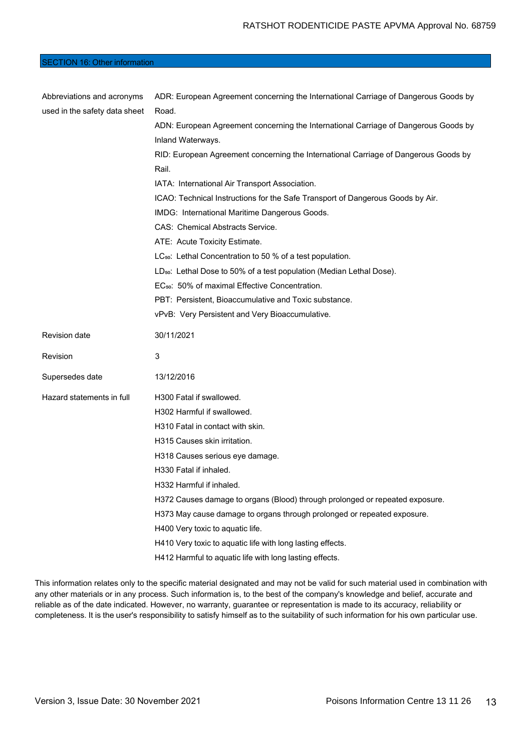## SECTION 16: Other information

| | |
|---|---|
| Abbreviations and acronyms used in the safety data sheet | ADR: European Agreement concerning the International Carriage of Dangerous Goods by Road.<br>ADN: European Agreement concerning the International Carriage of Dangerous Goods by Inland Waterways.<br>RID: European Agreement concerning the International Carriage of Dangerous Goods by Rail.<br>IATA: International Air Transport Association.<br>ICAO: Technical Instructions for the Safe Transport of Dangerous Goods by Air.<br>IMDG: International Maritime Dangerous Goods.<br>CAS: Chemical Abstracts Service.<br>ATE: Acute Toxicity Estimate.<br>$LC_{50}$: Lethal Concentration to 50 % of a test population.<br>$LD_{50}$: Lethal Dose to 50% of a test population (Median Lethal Dose).<br>$EC_{50}$: 50% of maximal Effective Concentration.<br>PBT: Persistent, Bioaccumulative and Toxic substance.<br>vPvB: Very Persistent and Very Bioaccumulative. |
| Revision date | 30/11/2021 |
| Revision | 3 |
| Supersedes date | 13/12/2016 |
| Hazard statements in full | H300 Fatal if swallowed.<br>H302 Harmful if swallowed.<br>H310 Fatal in contact with skin.<br>H315 Causes skin irritation.<br>H318 Causes serious eye damage.<br>H330 Fatal if inhaled.<br>H332 Harmful if inhaled.<br>H372 Causes damage to organs (Blood) through prolonged or repeated exposure.<br>H373 May cause damage to organs through prolonged or repeated exposure.<br>H400 Very toxic to aquatic life.<br>H410 Very toxic to aquatic life with long lasting effects.<br>H412 Harmful to aquatic life with long lasting effects. |

This information relates only to the specific material designated and may not be valid for such material used in combination with any other materials or in any process. Such information is, to the best of the company's knowledge and belief, accurate and reliable as of the date indicated. However, no warranty, guarantee or representation is made to its accuracy, reliability or completeness. It is the user's responsibility to satisfy himself as to the suitability of such information for his own particular use.